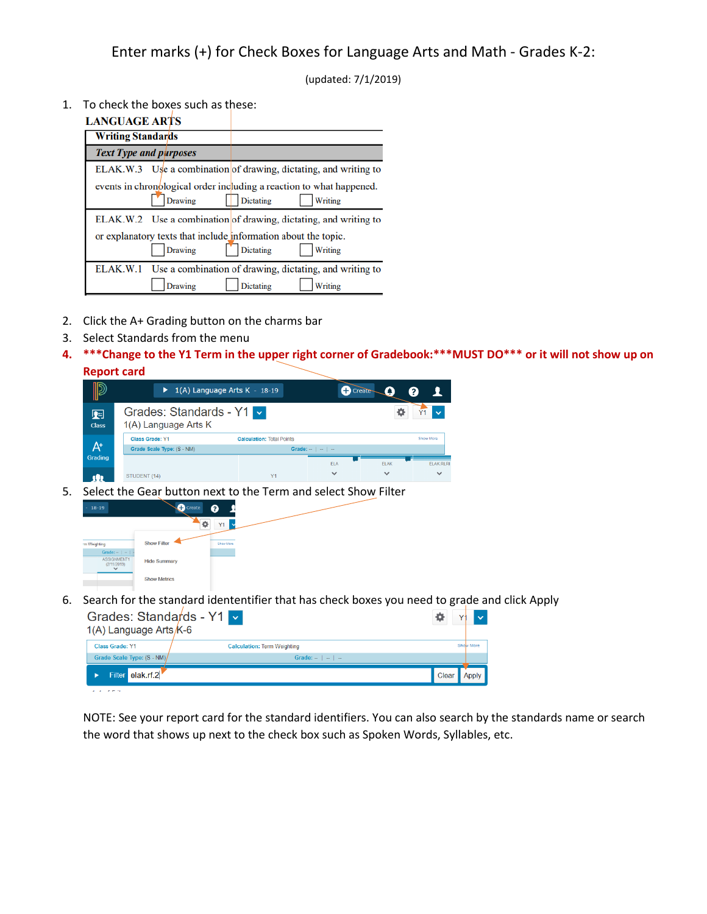# Enter marks (+) for Check Boxes for Language Arts and Math - Grades K-2:

(updated: 7/1/2019)

1. To check the boxes such as these:

**LANGUAGE ARTS**

| **Writing Standards** |
|---|
| ***Text Type and purposes*** |
| ELAK.W.3 Use a combination of drawing, dictating, and writing to events in chronological order including a reaction to what happened. ☐ Drawing ☐ Dictating ☐ Writing |
| ELAK.W.2 Use a combination of drawing, dictating, and writing to or explanatory texts that include information about the topic. ☐ Drawing ☐ Dictating ☐ Writing |
| ELAK.W.1 Use a combination of drawing, dictating, and writing to ☐ Drawing ☐ Dictating ☐ Writing |

2. Click the A+ Grading button on the charms bar
3. Select Standards from the menu
4. **\*\*\*Change to the Y1 Term in the upper right corner of Gradebook:\*\*\*MUST DO\*\*\* or it will not show up on Report card**
5. Select the Gear button next to the Term and select Show Filter
6. Search for the standard idententifier that has check boxes you need to grade and click Apply

NOTE: See your report card for the standard identifiers. You can also search by the standards name or search the word that shows up next to the check box such as Spoken Words, Syllables, etc.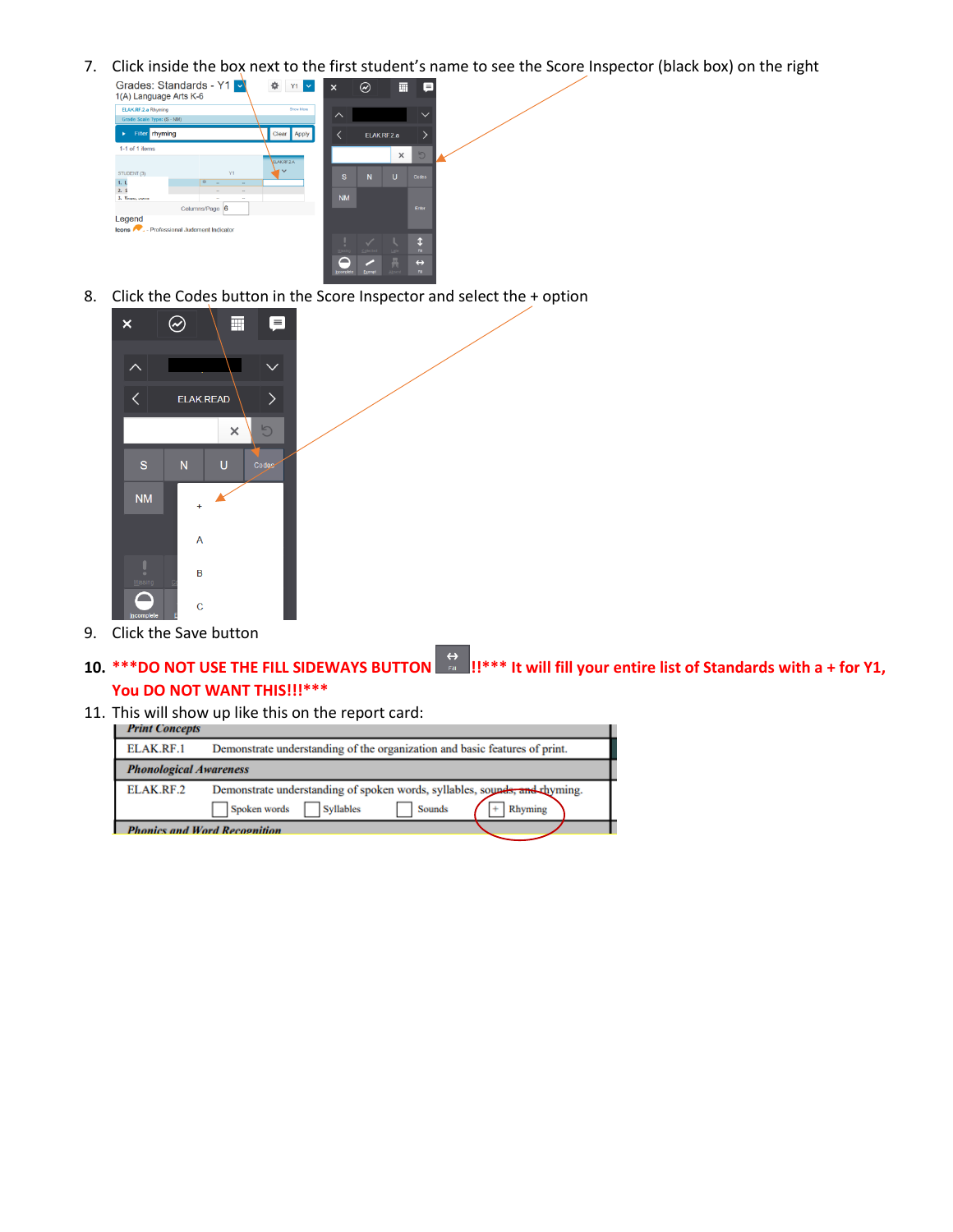7. Click inside the box next to the first student's name to see the Score Inspector (black box) on the right

8. Click the Codes button in the Score Inspector and select the + option

9. Click the Save button

10. **\*\*\*DO NOT USE THE FILL SIDEWAYS BUTTON !!\*\*\* It will fill your entire list of Standards with a + for Y1, You DO NOT WANT THIS!!!\*\*\***

11. This will show up like this on the report card: